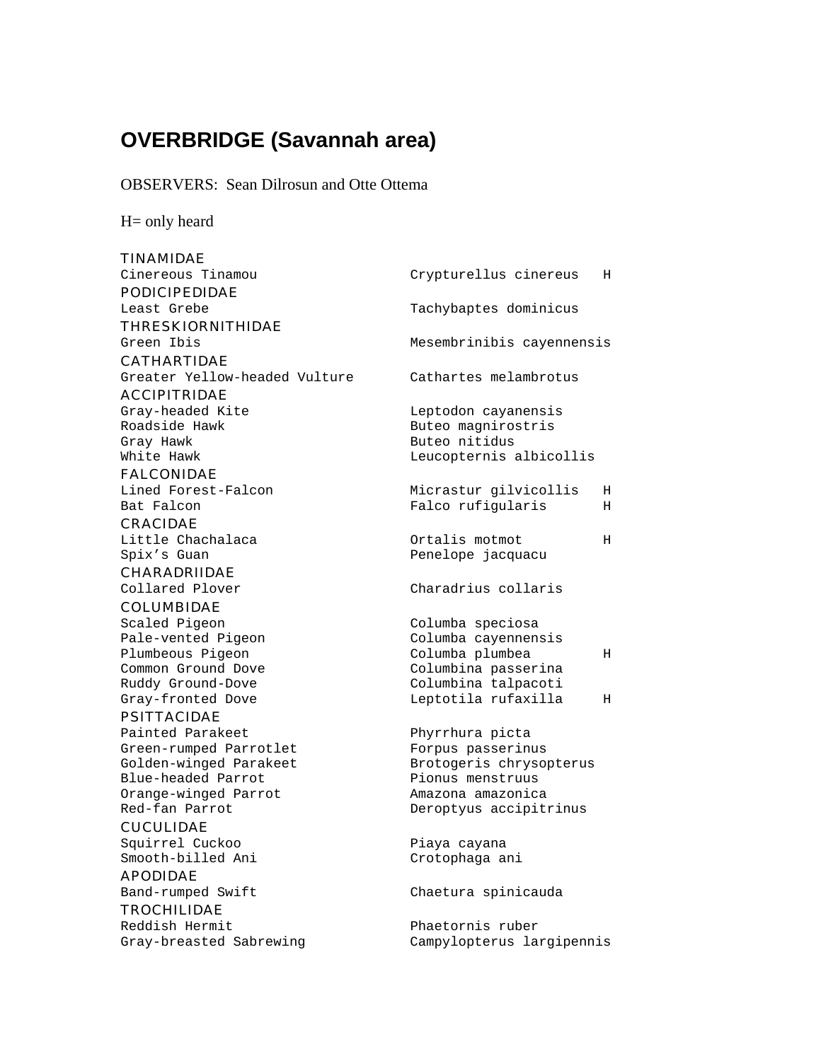# OVERBRIDGE (Savannah area)

OBSERVERS: Sean Dilrosun and Otte Ottema

H= only heard

| | | |
|---|---|---|
| **TINAMIDAE** | | |
| Cinereous Tinamou | Crypturellus cinereus | H |
| **PODICIPEDIDAE** | | |
| Least Grebe | Tachybaptes dominicus | |
| **THRESKIORNITHIDAE** | | |
| Green Ibis | Mesembrinibis cayennensis | |
| **CATHARTIDAE** | | |
| Greater Yellow-headed Vulture | Cathartes melambrotus | |
| **ACCIPITRIDAE** | | |
| Gray-headed Kite | Leptodon cayanensis | |
| Roadside Hawk | Buteo magnirostris | |
| Gray Hawk | Buteo nitidus | |
| White Hawk | Leucopternis albicollis | |
| **FALCONIDAE** | | |
| Lined Forest-Falcon | Micrastur gilvicollis | H |
| Bat Falcon | Falco rufigularis | H |
| **CRACIDAE** | | |
| Little Chachalaca | Ortalis motmot | H |
| Spix's Guan | Penelope jacquacu | |
| **CHARADRIIDAE** | | |
| Collared Plover | Charadrius collaris | |
| **COLUMBIDAE** | | |
| Scaled Pigeon | Columba speciosa | |
| Pale-vented Pigeon | Columba cayennensis | |
| Plumbeous Pigeon | Columba plumbea | H |
| Common Ground Dove | Columbina passerina | |
| Ruddy Ground-Dove | Columbina talpacoti | |
| Gray-fronted Dove | Leptotila rufaxilla | H |
| **PSITTACIDAE** | | |
| Painted Parakeet | Phyrrhura picta | |
| Green-rumped Parrotlet | Forpus passerinus | |
| Golden-winged Parakeet | Brotogeris chrysopterus | |
| Blue-headed Parrot | Pionus menstruus | |
| Orange-winged Parrot | Amazona amazonica | |
| Red-fan Parrot | Deroptyus accipitrinus | |
| **CUCULIDAE** | | |
| Squirrel Cuckoo | Piaya cayana | |
| Smooth-billed Ani | Crotophaga ani | |
| **APODIDAE** | | |
| Band-rumped Swift | Chaetura spinicauda | |
| **TROCHILIDAE** | | |
| Reddish Hermit | Phaetornis ruber | |
| Gray-breasted Sabrewing | Campylopterus largipennis | |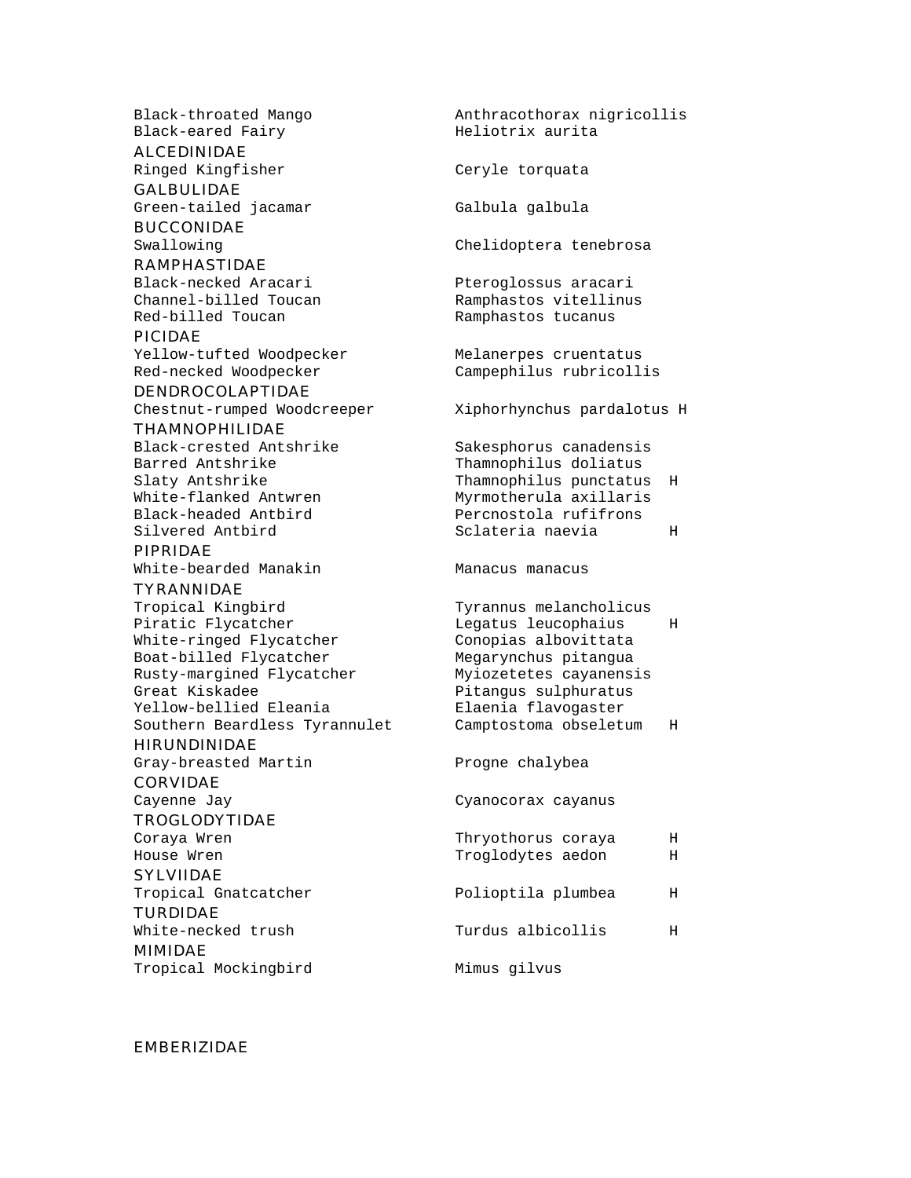| | | |
|---|---|---|
| Black-throated Mango | Anthracothorax nigricollis | |
| Black-eared Fairy | Heliotrix aurita | |
| **ALCEDINIDAE** | | |
| Ringed Kingfisher | Ceryle torquata | |
| **GALBULIDAE** | | |
| Green-tailed jacamar | Galbula galbula | |
| **BUCCONIDAE** | | |
| Swallowing | Chelidoptera tenebrosa | |
| **RAMPHASTIDAE** | | |
| Black-necked Aracari | Pteroglossus aracari | |
| Channel-billed Toucan | Ramphastos vitellinus | |
| Red-billed Toucan | Ramphastos tucanus | |
| **PICIDAE** | | |
| Yellow-tufted Woodpecker | Melanerpes cruentatus | |
| Red-necked Woodpecker | Campephilus rubricollis | |
| **DENDROCOLAPTIDAE** | | |
| Chestnut-rumped Woodcreeper | Xiphorhynchus pardalotus | H |
| **THAMNOPHILIDAE** | | |
| Black-crested Antshrike | Sakesphorus canadensis | |
| Barred Antshrike | Thamnophilus doliatus | |
| Slaty Antshrike | Thamnophilus punctatus | H |
| White-flanked Antwren | Myrmotherula axillaris | |
| Black-headed Antbird | Percnostola rufifrons | |
| Silvered Antbird | Sclateria naevia | H |
| **PIPRIDAE** | | |
| White-bearded Manakin | Manacus manacus | |
| **TYRANNIDAE** | | |
| Tropical Kingbird | Tyrannus melancholicus | |
| Piratic Flycatcher | Legatus leucophaius | H |
| White-ringed Flycatcher | Conopias albovittata | |
| Boat-billed Flycatcher | Megarynchus pitangua | |
| Rusty-margined Flycatcher | Myiozetetes cayanensis | |
| Great Kiskadee | Pitangus sulphuratus | |
| Yellow-bellied Eleania | Elaenia flavogaster | |
| Southern Beardless Tyrannulet | Camptostoma obseletum | H |
| **HIRUNDINIDAE** | | |
| Gray-breasted Martin | Progne chalybea | |
| **CORVIDAE** | | |
| Cayenne Jay | Cyanocorax cayanus | |
| **TROGLODYTIDAE** | | |
| Coraya Wren | Thryothorus coraya | H |
| House Wren | Troglodytes aedon | H |
| **SYLVIIDAE** | | |
| Tropical Gnatcatcher | Polioptila plumbea | H |
| **TURDIDAE** | | |
| White-necked trush | Turdus albicollis | H |
| **MIMIDAE** | | |
| Tropical Mockingbird | Mimus gilvus | |

EMBERIZIDAE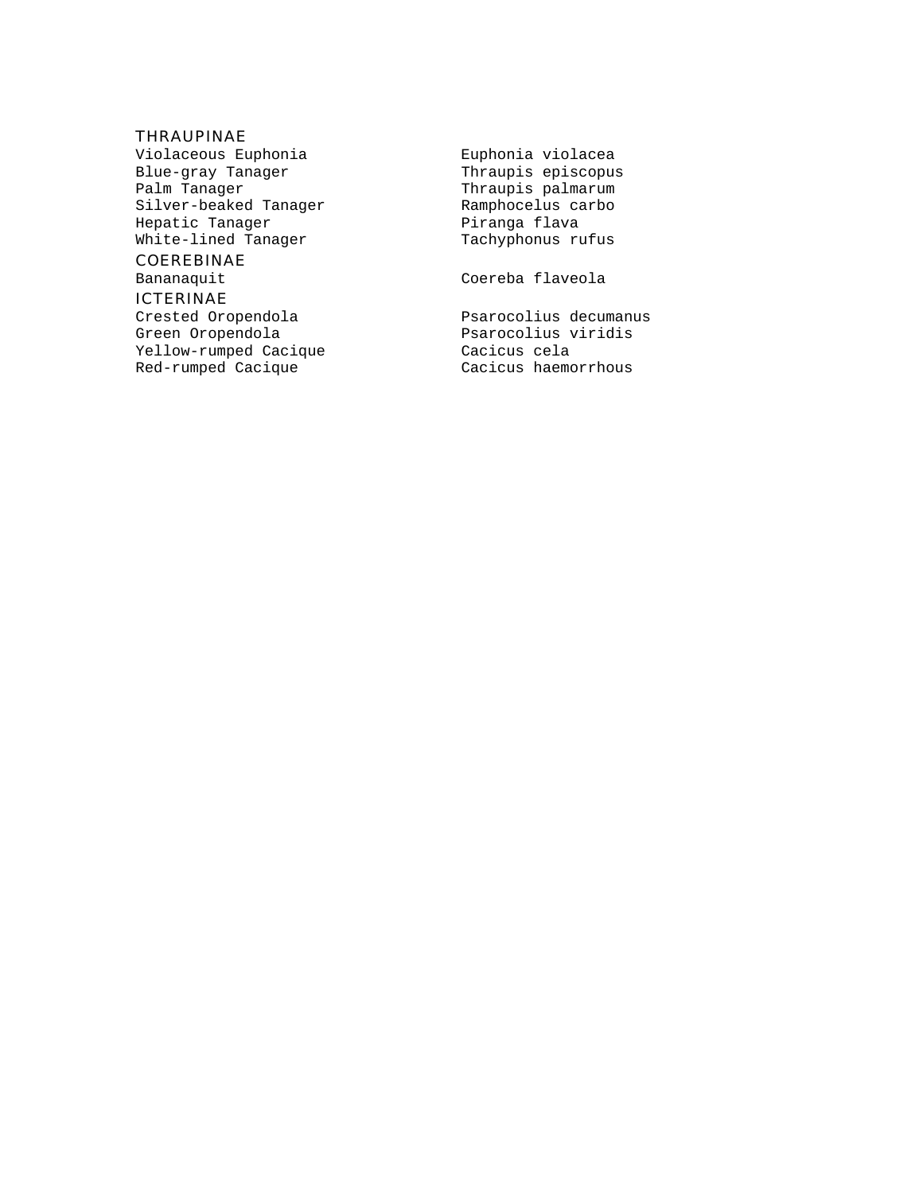THRAUPINAE

| | |
|---|---|
| Violaceous Euphonia | Euphonia violacea |
| Blue-gray Tanager | Thraupis episcopus |
| Palm Tanager | Thraupis palmarum |
| Silver-beaked Tanager | Ramphocelus carbo |
| Hepatic Tanager | Piranga flava |
| White-lined Tanager | Tachyphonus rufus |

COEREBINAE

| | |
|---|---|
| Bananaquit | Coereba flaveola |

ICTERINAE

| | |
|---|---|
| Crested Oropendola | Psarocolius decumanus |
| Green Oropendola | Psarocolius viridis |
| Yellow-rumped Cacique | Cacicus cela |
| Red-rumped Cacique | Cacicus haemorrhous |